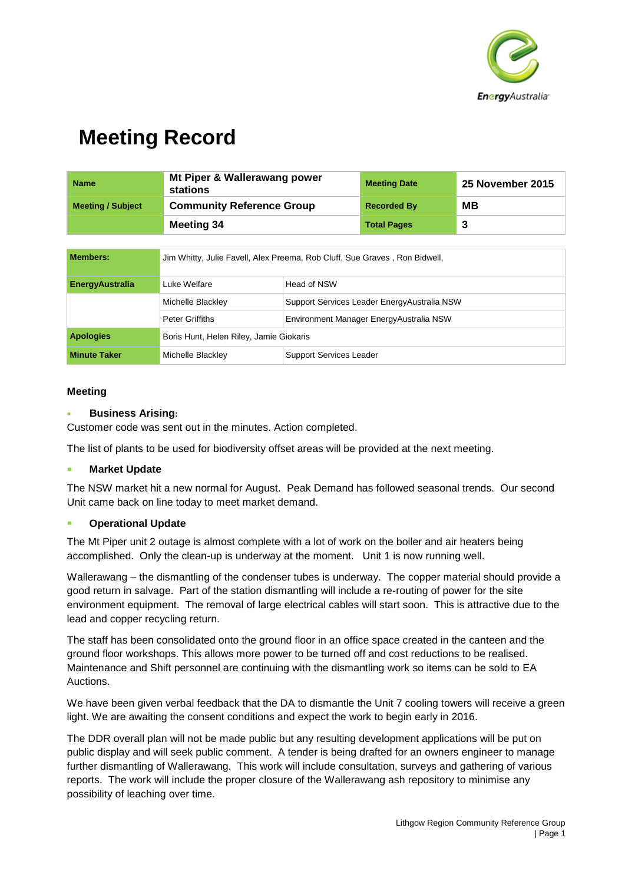# Meeting Record

| Name | Mt Piper & Wallerawang power stations | Meeting Date | 25 November 2015 |
|---|---|---|---|
| Meeting / Subject | Community Reference Group | Recorded By | MB |
| | Meeting 34 | Total Pages | 3 |

| Members: | Jim Whitty, Julie Favell, Alex Preema, Rob Cluff, Sue Graves , Ron Bidwell, | |
|---|---|---|
| EnergyAustralia | Luke Welfare | Head of NSW |
| | Michelle Blackley | Support Services Leader EnergyAustralia NSW |
| | Peter Griffiths | Environment Manager EnergyAustralia NSW |
| Apologies | Boris Hunt, Helen Riley, Jamie Giokaris | |
| Minute Taker | Michelle Blackley | Support Services Leader |

**Meeting**

- **Business Arising:**

Customer code was sent out in the minutes. Action completed.

The list of plants to be used for biodiversity offset areas will be provided at the next meeting.

- **Market Update**

The NSW market hit a new normal for August. Peak Demand has followed seasonal trends. Our second Unit came back on line today to meet market demand.

- **Operational Update**

The Mt Piper unit 2 outage is almost complete with a lot of work on the boiler and air heaters being accomplished. Only the clean-up is underway at the moment. Unit 1 is now running well.

Wallerawang – the dismantling of the condenser tubes is underway. The copper material should provide a good return in salvage. Part of the station dismantling will include a re-routing of power for the site environment equipment. The removal of large electrical cables will start soon. This is attractive due to the lead and copper recycling return.

The staff has been consolidated onto the ground floor in an office space created in the canteen and the ground floor workshops. This allows more power to be turned off and cost reductions to be realised. Maintenance and Shift personnel are continuing with the dismantling work so items can be sold to EA Auctions.

We have been given verbal feedback that the DA to dismantle the Unit 7 cooling towers will receive a green light. We are awaiting the consent conditions and expect the work to begin early in 2016.

The DDR overall plan will not be made public but any resulting development applications will be put on public display and will seek public comment. A tender is being drafted for an owners engineer to manage further dismantling of Wallerawang. This work will include consultation, surveys and gathering of various reports. The work will include the proper closure of the Wallerawang ash repository to minimise any possibility of leaching over time.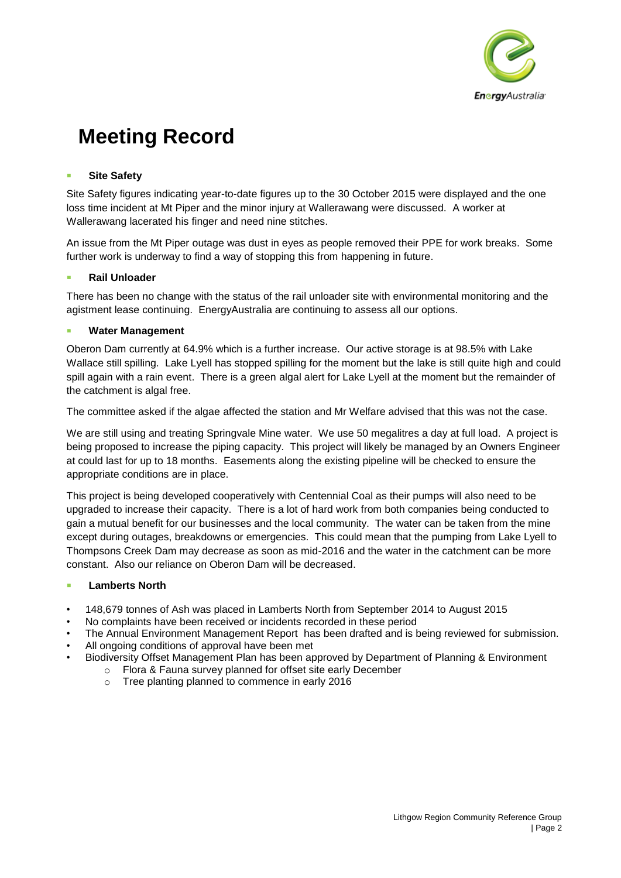# Meeting Record

- **Site Safety**

Site Safety figures indicating year-to-date figures up to the 30 October 2015 were displayed and the one loss time incident at Mt Piper and the minor injury at Wallerawang were discussed. A worker at Wallerawang lacerated his finger and need nine stitches.

An issue from the Mt Piper outage was dust in eyes as people removed their PPE for work breaks. Some further work is underway to find a way of stopping this from happening in future.

- **Rail Unloader**

There has been no change with the status of the rail unloader site with environmental monitoring and the agistment lease continuing. EnergyAustralia are continuing to assess all our options.

- **Water Management**

Oberon Dam currently at 64.9% which is a further increase. Our active storage is at 98.5% with Lake Wallace still spilling. Lake Lyell has stopped spilling for the moment but the lake is still quite high and could spill again with a rain event. There is a green algal alert for Lake Lyell at the moment but the remainder of the catchment is algal free.

The committee asked if the algae affected the station and Mr Welfare advised that this was not the case.

We are still using and treating Springvale Mine water. We use 50 megalitres a day at full load. A project is being proposed to increase the piping capacity. This project will likely be managed by an Owners Engineer at could last for up to 18 months. Easements along the existing pipeline will be checked to ensure the appropriate conditions are in place.

This project is being developed cooperatively with Centennial Coal as their pumps will also need to be upgraded to increase their capacity. There is a lot of hard work from both companies being conducted to gain a mutual benefit for our businesses and the local community. The water can be taken from the mine except during outages, breakdowns or emergencies. This could mean that the pumping from Lake Lyell to Thompsons Creek Dam may decrease as soon as mid-2016 and the water in the catchment can be more constant. Also our reliance on Oberon Dam will be decreased.

- **Lamberts North**

- 148,679 tonnes of Ash was placed in Lamberts North from September 2014 to August 2015
- No complaints have been received or incidents recorded in these period
- The Annual Environment Management Report has been drafted and is being reviewed for submission.
- All ongoing conditions of approval have been met
- Biodiversity Offset Management Plan has been approved by Department of Planning & Environment
  - Flora & Fauna survey planned for offset site early December
  - Tree planting planned to commence in early 2016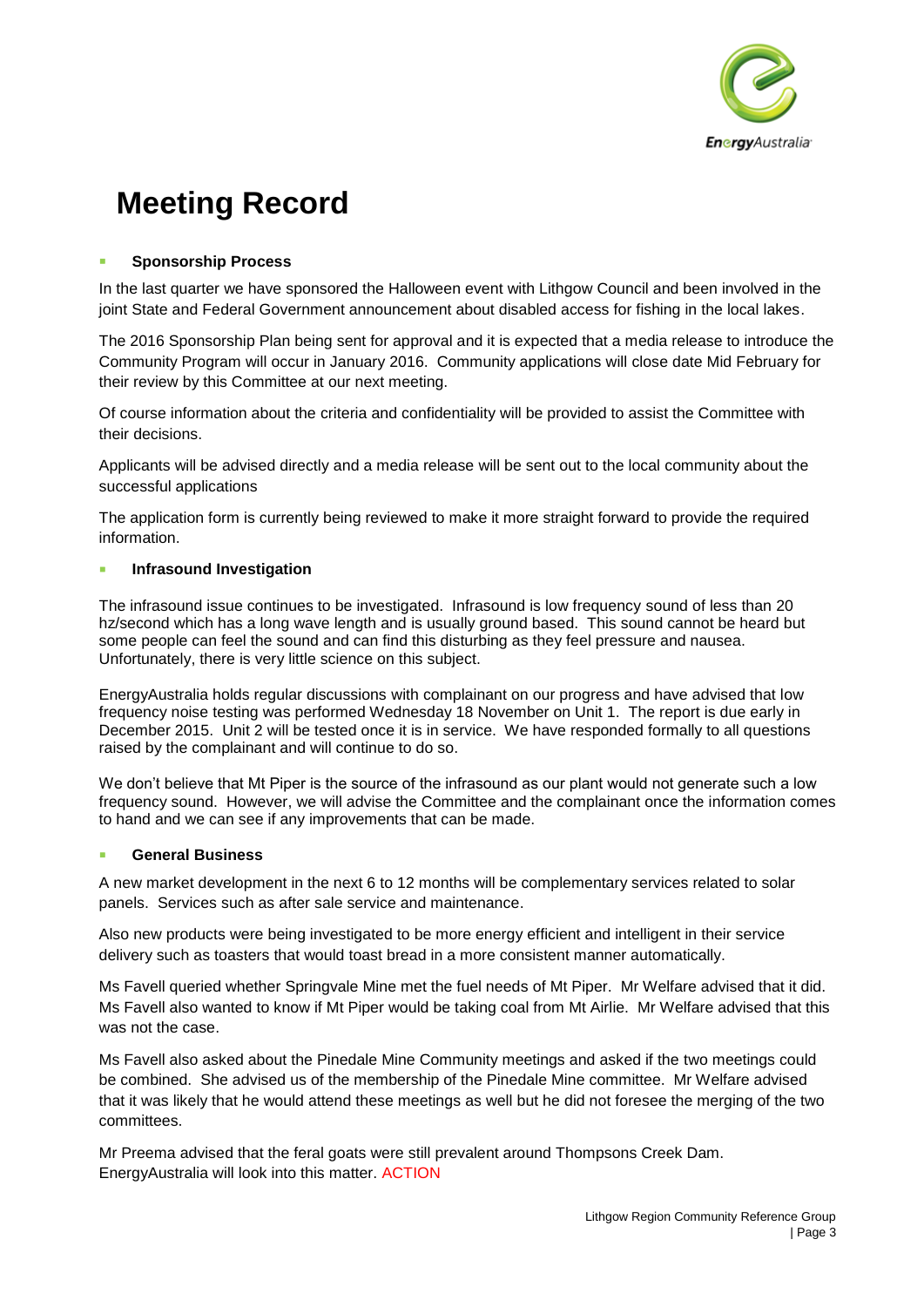# Meeting Record

- **Sponsorship Process**

In the last quarter we have sponsored the Halloween event with Lithgow Council and been involved in the joint State and Federal Government announcement about disabled access for fishing in the local lakes.

The 2016 Sponsorship Plan being sent for approval and it is expected that a media release to introduce the Community Program will occur in January 2016. Community applications will close date Mid February for their review by this Committee at our next meeting.

Of course information about the criteria and confidentiality will be provided to assist the Committee with their decisions.

Applicants will be advised directly and a media release will be sent out to the local community about the successful applications

The application form is currently being reviewed to make it more straight forward to provide the required information.

- **Infrasound Investigation**

The infrasound issue continues to be investigated. Infrasound is low frequency sound of less than 20 hz/second which has a long wave length and is usually ground based. This sound cannot be heard but some people can feel the sound and can find this disturbing as they feel pressure and nausea. Unfortunately, there is very little science on this subject.

EnergyAustralia holds regular discussions with complainant on our progress and have advised that low frequency noise testing was performed Wednesday 18 November on Unit 1. The report is due early in December 2015. Unit 2 will be tested once it is in service. We have responded formally to all questions raised by the complainant and will continue to do so.

We don't believe that Mt Piper is the source of the infrasound as our plant would not generate such a low frequency sound. However, we will advise the Committee and the complainant once the information comes to hand and we can see if any improvements that can be made.

- **General Business**

A new market development in the next 6 to 12 months will be complementary services related to solar panels. Services such as after sale service and maintenance.

Also new products were being investigated to be more energy efficient and intelligent in their service delivery such as toasters that would toast bread in a more consistent manner automatically.

Ms Favell queried whether Springvale Mine met the fuel needs of Mt Piper. Mr Welfare advised that it did. Ms Favell also wanted to know if Mt Piper would be taking coal from Mt Airlie. Mr Welfare advised that this was not the case.

Ms Favell also asked about the Pinedale Mine Community meetings and asked if the two meetings could be combined. She advised us of the membership of the Pinedale Mine committee. Mr Welfare advised that it was likely that he would attend these meetings as well but he did not foresee the merging of the two committees.

Mr Preema advised that the feral goats were still prevalent around Thompsons Creek Dam. EnergyAustralia will look into this matter. ACTION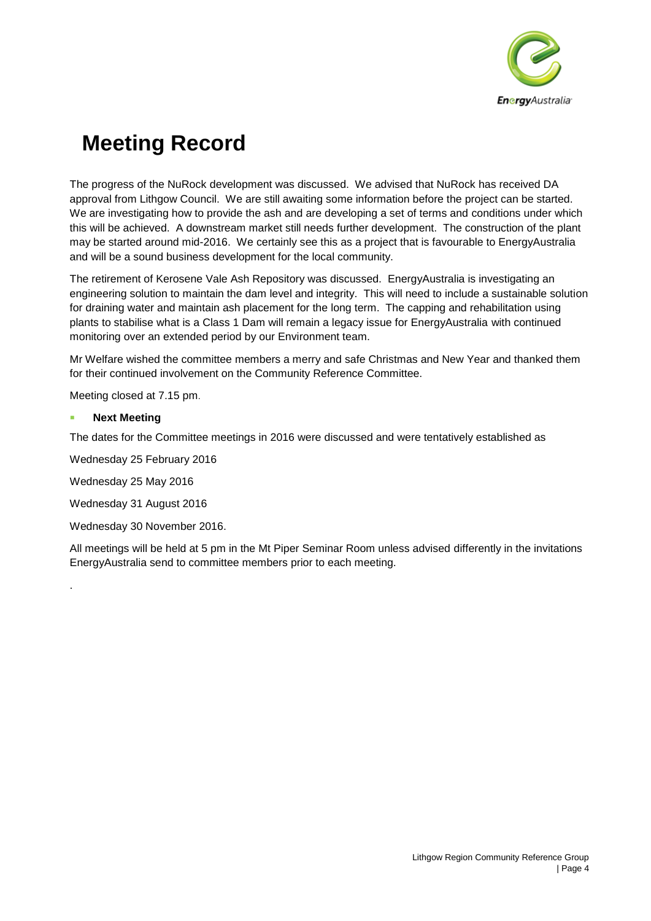# Meeting Record

The progress of the NuRock development was discussed. We advised that NuRock has received DA approval from Lithgow Council. We are still awaiting some information before the project can be started. We are investigating how to provide the ash and are developing a set of terms and conditions under which this will be achieved. A downstream market still needs further development. The construction of the plant may be started around mid-2016. We certainly see this as a project that is favourable to EnergyAustralia and will be a sound business development for the local community.

The retirement of Kerosene Vale Ash Repository was discussed. EnergyAustralia is investigating an engineering solution to maintain the dam level and integrity. This will need to include a sustainable solution for draining water and maintain ash placement for the long term. The capping and rehabilitation using plants to stabilise what is a Class 1 Dam will remain a legacy issue for EnergyAustralia with continued monitoring over an extended period by our Environment team.

Mr Welfare wished the committee members a merry and safe Christmas and New Year and thanked them for their continued involvement on the Community Reference Committee.

Meeting closed at 7.15 pm.

- **Next Meeting**

The dates for the Committee meetings in 2016 were discussed and were tentatively established as

Wednesday 25 February 2016

Wednesday 25 May 2016

Wednesday 31 August 2016

Wednesday 30 November 2016.

All meetings will be held at 5 pm in the Mt Piper Seminar Room unless advised differently in the invitations EnergyAustralia send to committee members prior to each meeting.

.